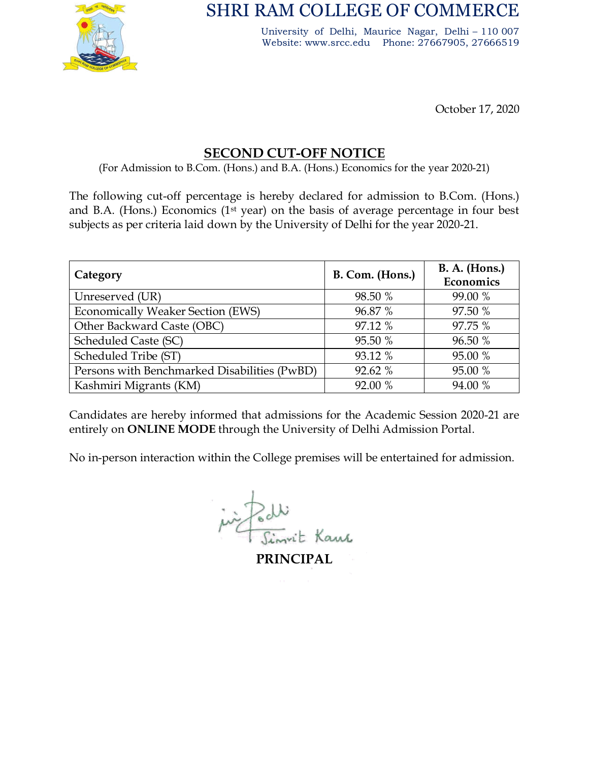# SHRI RAM COLLEGE OF COMMERCE

University of Delhi, Maurice Nagar, Delhi – 110 007
Website: www.srcc.edu Phone: 27667905, 27666519

October 17, 2020

## SECOND CUT-OFF NOTICE

(For Admission to B.Com. (Hons.) and B.A. (Hons.) Economics for the year 2020-21)

The following cut-off percentage is hereby declared for admission to B.Com. (Hons.) and B.A. (Hons.) Economics (1st year) on the basis of average percentage in four best subjects as per criteria laid down by the University of Delhi for the year 2020-21.

| Category | B. Com. (Hons.) | B. A. (Hons.) Economics |
|---|---|---|
| Unreserved (UR) | 98.50 % | 99.00 % |
| Economically Weaker Section (EWS) | 96.87 % | 97.50 % |
| Other Backward Caste (OBC) | 97.12 % | 97.75 % |
| Scheduled Caste (SC) | 95.50 % | 96.50 % |
| Scheduled Tribe (ST) | 93.12 % | 95.00 % |
| Persons with Benchmarked Disabilities (PwBD) | 92.62 % | 95.00 % |
| Kashmiri Migrants (KM) | 92.00 % | 94.00 % |

Candidates are hereby informed that admissions for the Academic Session 2020-21 are entirely on **ONLINE MODE** through the University of Delhi Admission Portal.

No in-person interaction within the College premises will be entertained for admission.

Simrit Kaur

**PRINCIPAL**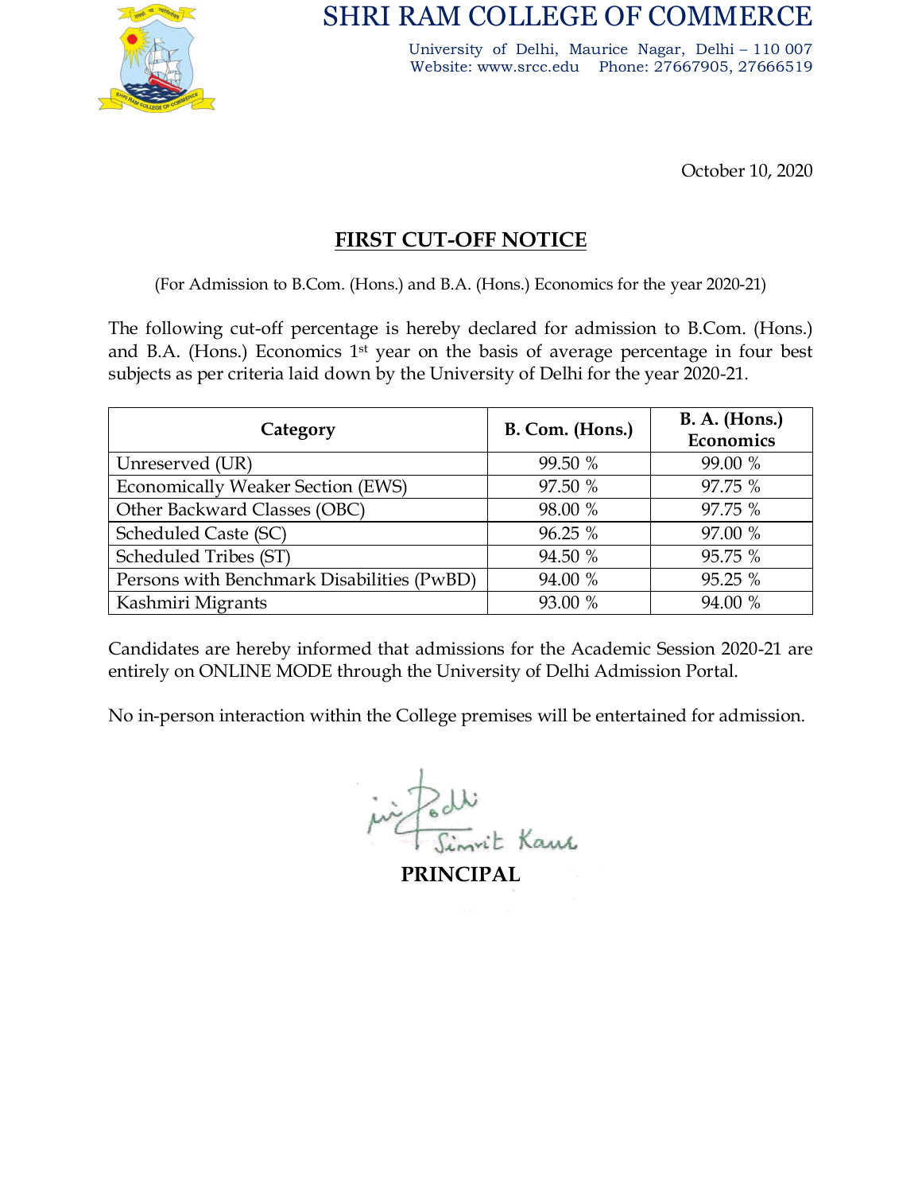# SHRI RAM COLLEGE OF COMMERCE

University of Delhi, Maurice Nagar, Delhi – 110 007
Website: www.srcc.edu Phone: 27667905, 27666519

October 10, 2020

## FIRST CUT-OFF NOTICE

(For Admission to B.Com. (Hons.) and B.A. (Hons.) Economics for the year 2020-21)

The following cut-off percentage is hereby declared for admission to B.Com. (Hons.) and B.A. (Hons.) Economics 1st year on the basis of average percentage in four best subjects as per criteria laid down by the University of Delhi for the year 2020-21.

| Category | B. Com. (Hons.) | B. A. (Hons.) Economics |
|---|---|---|
| Unreserved (UR) | 99.50 % | 99.00 % |
| Economically Weaker Section (EWS) | 97.50 % | 97.75 % |
| Other Backward Classes (OBC) | 98.00 % | 97.75 % |
| Scheduled Caste (SC) | 96.25 % | 97.00 % |
| Scheduled Tribes (ST) | 94.50 % | 95.75 % |
| Persons with Benchmark Disabilities (PwBD) | 94.00 % | 95.25 % |
| Kashmiri Migrants | 93.00 % | 94.00 % |

Candidates are hereby informed that admissions for the Academic Session 2020-21 are entirely on ONLINE MODE through the University of Delhi Admission Portal.

No in-person interaction within the College premises will be entertained for admission.

Simrit Kaur

**PRINCIPAL**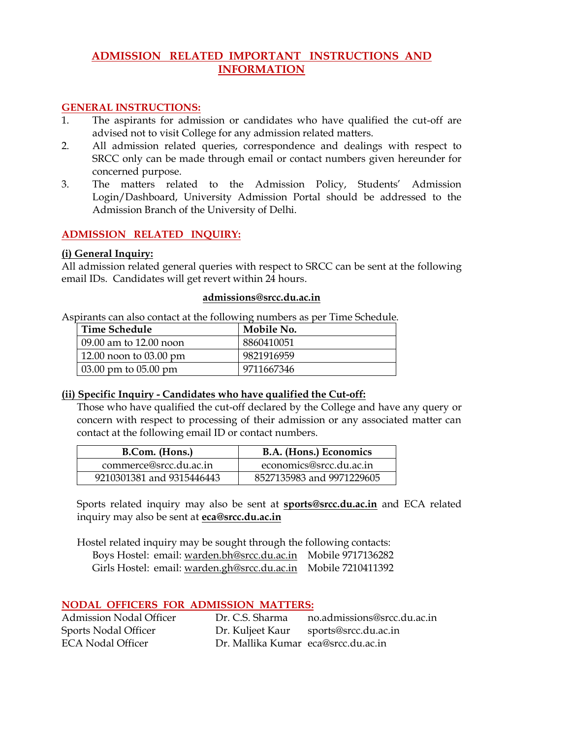# ADMISSION RELATED IMPORTANT INSTRUCTIONS AND INFORMATION

## GENERAL INSTRUCTIONS:

1. The aspirants for admission or candidates who have qualified the cut-off are advised not to visit College for any admission related matters.
2. All admission related queries, correspondence and dealings with respect to SRCC only can be made through email or contact numbers given hereunder for concerned purpose.
3. The matters related to the Admission Policy, Students' Admission Login/Dashboard, University Admission Portal should be addressed to the Admission Branch of the University of Delhi.

## ADMISSION RELATED INQUIRY:

### (i) General Inquiry:

All admission related general queries with respect to SRCC can be sent at the following email IDs. Candidates will get revert within 24 hours.

**admissions@srcc.du.ac.in**

Aspirants can also contact at the following numbers as per Time Schedule.

| Time Schedule | Mobile No. |
|---|---|
| 09.00 am to 12.00 noon | 8860410051 |
| 12.00 noon to 03.00 pm | 9821916959 |
| 03.00 pm to 05.00 pm | 9711667346 |

### (ii) Specific Inquiry - Candidates who have qualified the Cut-off:

Those who have qualified the cut-off declared by the College and have any query or concern with respect to processing of their admission or any associated matter can contact at the following email ID or contact numbers.

| B.Com. (Hons.) | B.A. (Hons.) Economics |
|---|---|
| commerce@srcc.du.ac.in | economics@srcc.du.ac.in |
| 9210301381 and 9315446443 | 8527135983 and 9971229605 |

Sports related inquiry may also be sent at **sports@srcc.du.ac.in** and ECA related inquiry may also be sent at **eca@srcc.du.ac.in**

Hostel related inquiry may be sought through the following contacts:

Boys Hostel: email: warden.bh@srcc.du.ac.in Mobile 9717136282
Girls Hostel: email: warden.gh@srcc.du.ac.in Mobile 7210411392

## NODAL OFFICERS FOR ADMISSION MATTERS:

| | | |
|---|---|---|
| Admission Nodal Officer | Dr. C.S. Sharma | no.admissions@srcc.du.ac.in |
| Sports Nodal Officer | Dr. Kuljeet Kaur | sports@srcc.du.ac.in |
| ECA Nodal Officer | Dr. Mallika Kumar | eca@srcc.du.ac.in |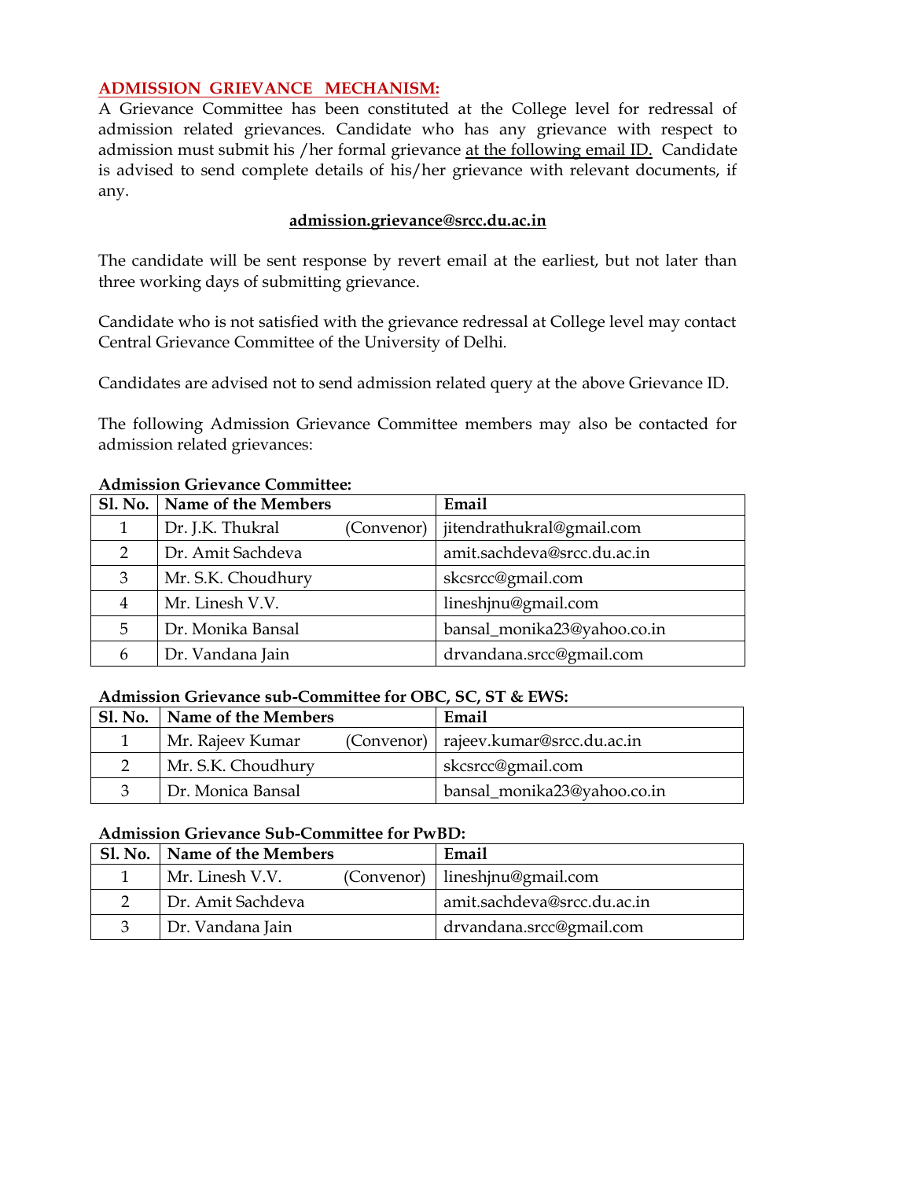## ADMISSION GRIEVANCE MECHANISM:

A Grievance Committee has been constituted at the College level for redressal of admission related grievances. Candidate who has any grievance with respect to admission must submit his /her formal grievance at the following email ID. Candidate is advised to send complete details of his/her grievance with relevant documents, if any.

**admission.grievance@srcc.du.ac.in**

The candidate will be sent response by revert email at the earliest, but not later than three working days of submitting grievance.

Candidate who is not satisfied with the grievance redressal at College level may contact Central Grievance Committee of the University of Delhi.

Candidates are advised not to send admission related query at the above Grievance ID.

The following Admission Grievance Committee members may also be contacted for admission related grievances:

**Admission Grievance Committee:**

| Sl. No. | Name of the Members | Email |
|---|---|---|
| 1 | Dr. J.K. Thukral (Convenor) | jitendrathukral@gmail.com |
| 2 | Dr. Amit Sachdeva | amit.sachdeva@srcc.du.ac.in |
| 3 | Mr. S.K. Choudhury | skcsrcc@gmail.com |
| 4 | Mr. Linesh V.V. | lineshjnu@gmail.com |
| 5 | Dr. Monika Bansal | bansal_monika23@yahoo.co.in |
| 6 | Dr. Vandana Jain | drvandana.srcc@gmail.com |

**Admission Grievance sub-Committee for OBC, SC, ST & EWS:**

| Sl. No. | Name of the Members | Email |
|---|---|---|
| 1 | Mr. Rajeev Kumar (Convenor) | rajeev.kumar@srcc.du.ac.in |
| 2 | Mr. S.K. Choudhury | skcsrcc@gmail.com |
| 3 | Dr. Monica Bansal | bansal_monika23@yahoo.co.in |

**Admission Grievance Sub-Committee for PwBD:**

| Sl. No. | Name of the Members | Email |
|---|---|---|
| 1 | Mr. Linesh V.V. (Convenor) | lineshjnu@gmail.com |
| 2 | Dr. Amit Sachdeva | amit.sachdeva@srcc.du.ac.in |
| 3 | Dr. Vandana Jain | drvandana.srcc@gmail.com |